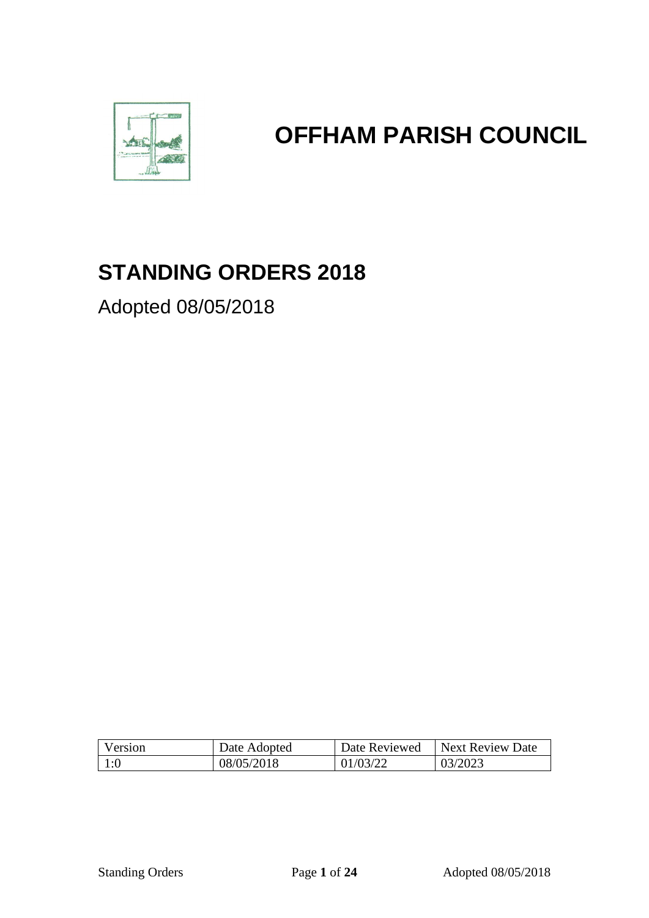# OFFHAM PARISH COUNCIL

## STANDING ORDERS 2018

Adopted 08/05/2018

| Version | Date Adopted | Date Reviewed | Next Review Date |
|---|---|---|---|
| 1:0 | 08/05/2018 | 01/03/22 | 03/2023 |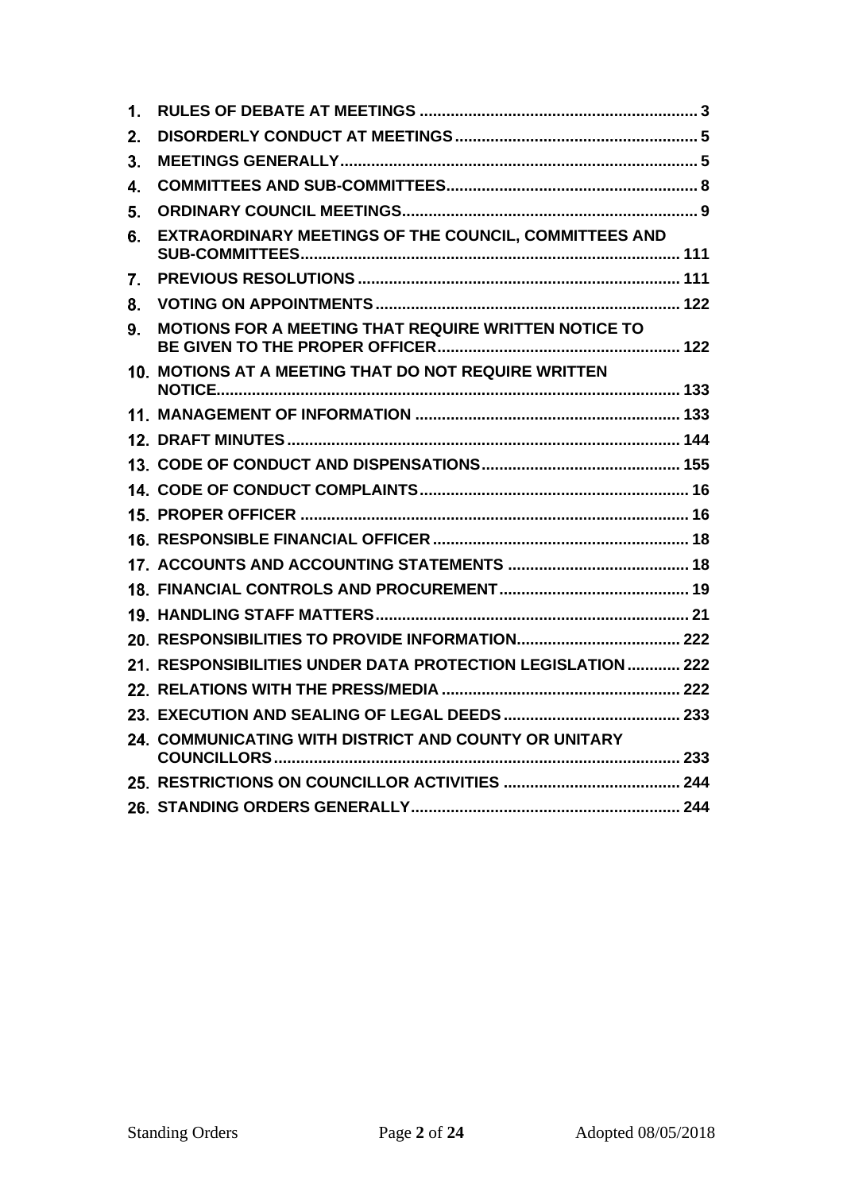1. **RULES OF DEBATE AT MEETINGS** ...... 3
2. **DISORDERLY CONDUCT AT MEETINGS** ...... 5
3. **MEETINGS GENERALLY** ...... 5
4. **COMMITTEES AND SUB-COMMITTEES** ...... 8
5. **ORDINARY COUNCIL MEETINGS** ...... 9
6. **EXTRAORDINARY MEETINGS OF THE COUNCIL, COMMITTEES AND SUB-COMMITTEES** ...... 111
7. **PREVIOUS RESOLUTIONS** ...... 111
8. **VOTING ON APPOINTMENTS** ...... 122
9. **MOTIONS FOR A MEETING THAT REQUIRE WRITTEN NOTICE TO BE GIVEN TO THE PROPER OFFICER** ...... 122
10. **MOTIONS AT A MEETING THAT DO NOT REQUIRE WRITTEN NOTICE** ...... 133
11. **MANAGEMENT OF INFORMATION** ...... 133
12. **DRAFT MINUTES** ...... 144
13. **CODE OF CONDUCT AND DISPENSATIONS** ...... 155
14. **CODE OF CONDUCT COMPLAINTS** ...... 16
15. **PROPER OFFICER** ...... 16
16. **RESPONSIBLE FINANCIAL OFFICER** ...... 18
17. **ACCOUNTS AND ACCOUNTING STATEMENTS** ...... 18
18. **FINANCIAL CONTROLS AND PROCUREMENT** ...... 19
19. **HANDLING STAFF MATTERS** ...... 21
20. **RESPONSIBILITIES TO PROVIDE INFORMATION** ...... 222
21. **RESPONSIBILITIES UNDER DATA PROTECTION LEGISLATION** ...... 222
22. **RELATIONS WITH THE PRESS/MEDIA** ...... 222
23. **EXECUTION AND SEALING OF LEGAL DEEDS** ...... 233
24. **COMMUNICATING WITH DISTRICT AND COUNTY OR UNITARY COUNCILLORS** ...... 233
25. **RESTRICTIONS ON COUNCILLOR ACTIVITIES** ...... 244
26. **STANDING ORDERS GENERALLY** ...... 244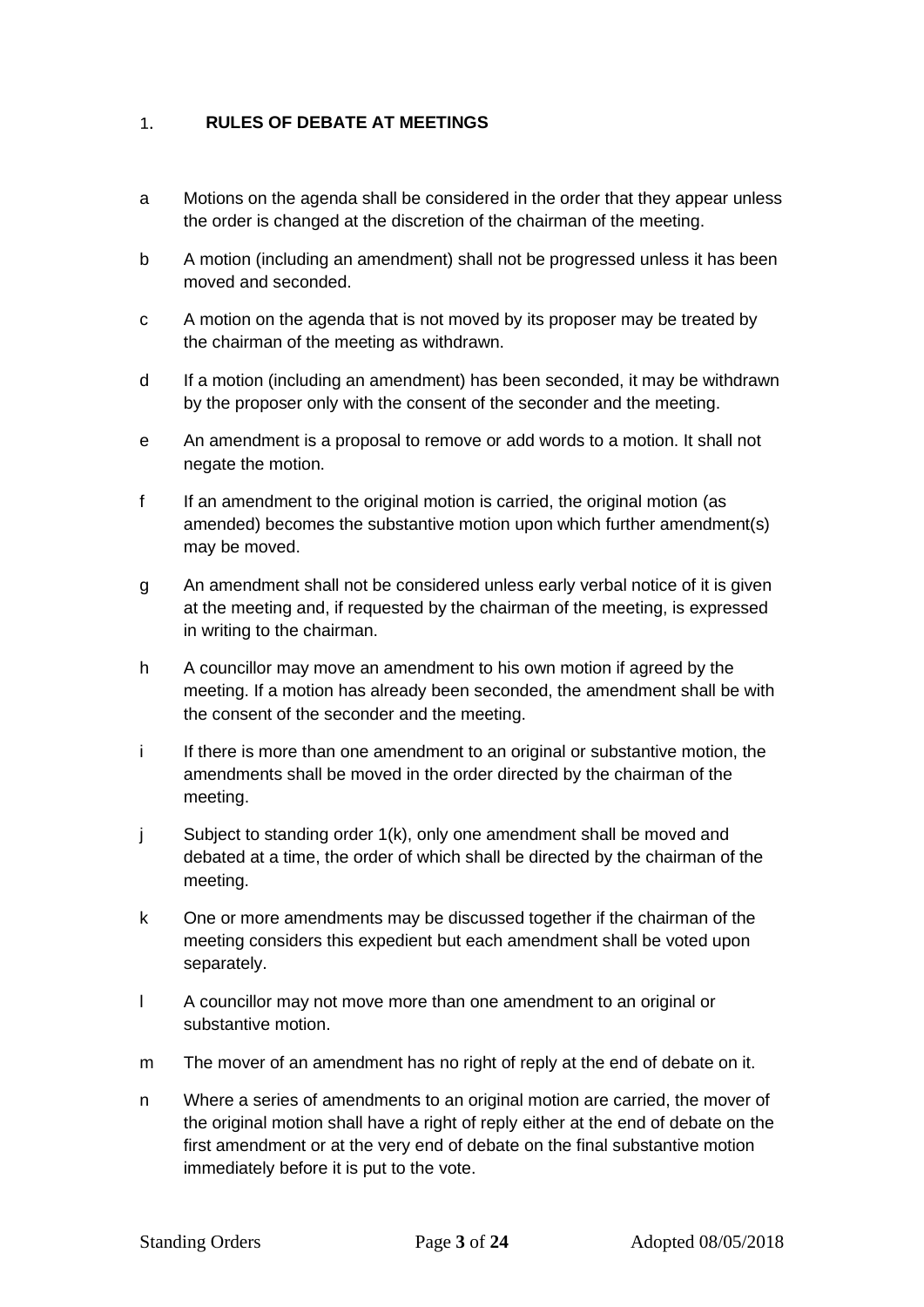## 1. RULES OF DEBATE AT MEETINGS

a Motions on the agenda shall be considered in the order that they appear unless the order is changed at the discretion of the chairman of the meeting.

b A motion (including an amendment) shall not be progressed unless it has been moved and seconded.

c A motion on the agenda that is not moved by its proposer may be treated by the chairman of the meeting as withdrawn.

d If a motion (including an amendment) has been seconded, it may be withdrawn by the proposer only with the consent of the seconder and the meeting.

e An amendment is a proposal to remove or add words to a motion. It shall not negate the motion.

f If an amendment to the original motion is carried, the original motion (as amended) becomes the substantive motion upon which further amendment(s) may be moved.

g An amendment shall not be considered unless early verbal notice of it is given at the meeting and, if requested by the chairman of the meeting, is expressed in writing to the chairman.

h A councillor may move an amendment to his own motion if agreed by the meeting. If a motion has already been seconded, the amendment shall be with the consent of the seconder and the meeting.

i If there is more than one amendment to an original or substantive motion, the amendments shall be moved in the order directed by the chairman of the meeting.

j Subject to standing order 1(k), only one amendment shall be moved and debated at a time, the order of which shall be directed by the chairman of the meeting.

k One or more amendments may be discussed together if the chairman of the meeting considers this expedient but each amendment shall be voted upon separately.

l A councillor may not move more than one amendment to an original or substantive motion.

m The mover of an amendment has no right of reply at the end of debate on it.

n Where a series of amendments to an original motion are carried, the mover of the original motion shall have a right of reply either at the end of debate on the first amendment or at the very end of debate on the final substantive motion immediately before it is put to the vote.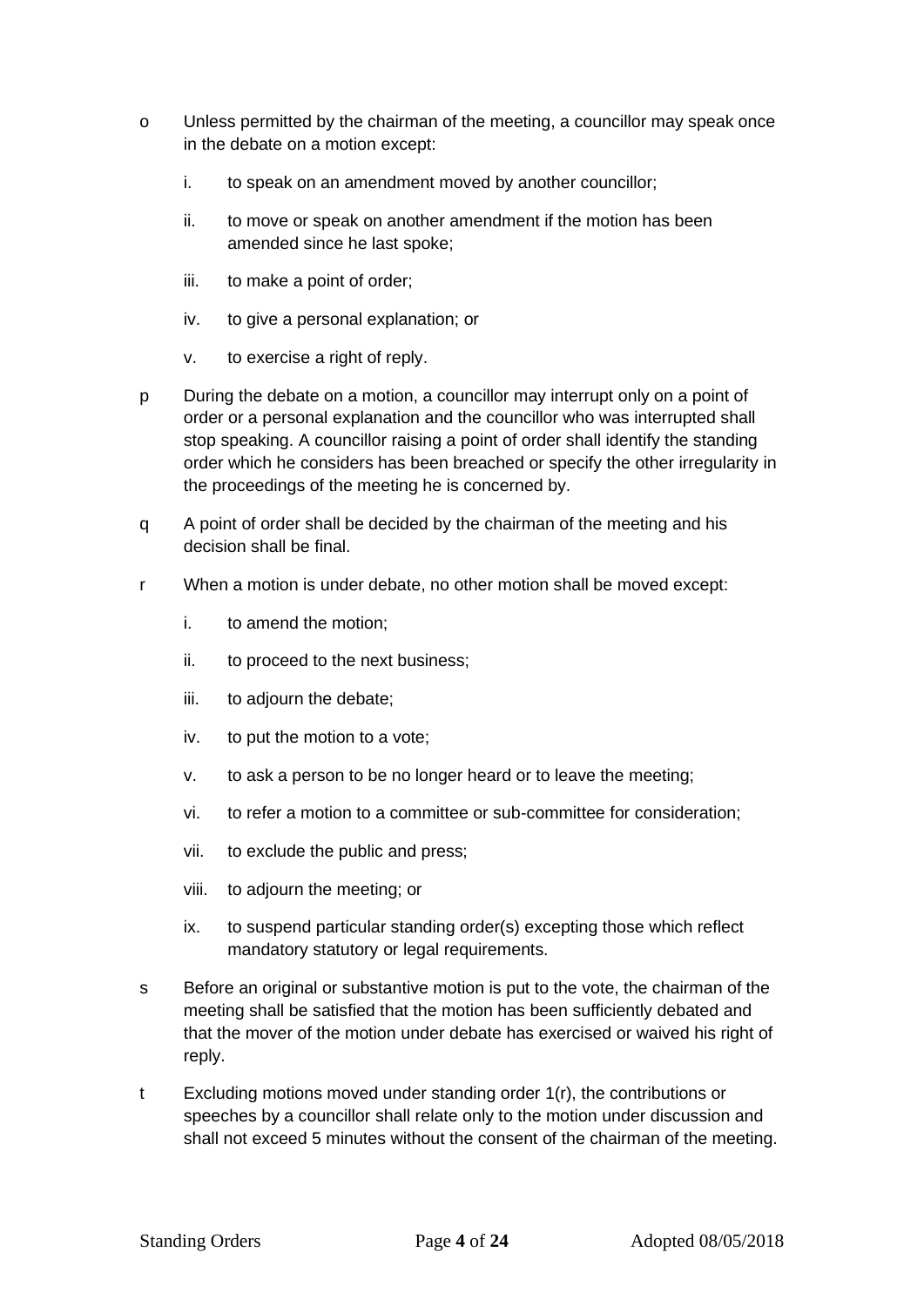o Unless permitted by the chairman of the meeting, a councillor may speak once in the debate on a motion except:

   i. to speak on an amendment moved by another councillor;

   ii. to move or speak on another amendment if the motion has been amended since he last spoke;

   iii. to make a point of order;

   iv. to give a personal explanation; or

   v. to exercise a right of reply.

p During the debate on a motion, a councillor may interrupt only on a point of order or a personal explanation and the councillor who was interrupted shall stop speaking. A councillor raising a point of order shall identify the standing order which he considers has been breached or specify the other irregularity in the proceedings of the meeting he is concerned by.

q A point of order shall be decided by the chairman of the meeting and his decision shall be final.

r When a motion is under debate, no other motion shall be moved except:

   i. to amend the motion;

   ii. to proceed to the next business;

   iii. to adjourn the debate;

   iv. to put the motion to a vote;

   v. to ask a person to be no longer heard or to leave the meeting;

   vi. to refer a motion to a committee or sub-committee for consideration;

   vii. to exclude the public and press;

   viii. to adjourn the meeting; or

   ix. to suspend particular standing order(s) excepting those which reflect mandatory statutory or legal requirements.

s Before an original or substantive motion is put to the vote, the chairman of the meeting shall be satisfied that the motion has been sufficiently debated and that the mover of the motion under debate has exercised or waived his right of reply.

t Excluding motions moved under standing order 1(r), the contributions or speeches by a councillor shall relate only to the motion under discussion and shall not exceed 5 minutes without the consent of the chairman of the meeting.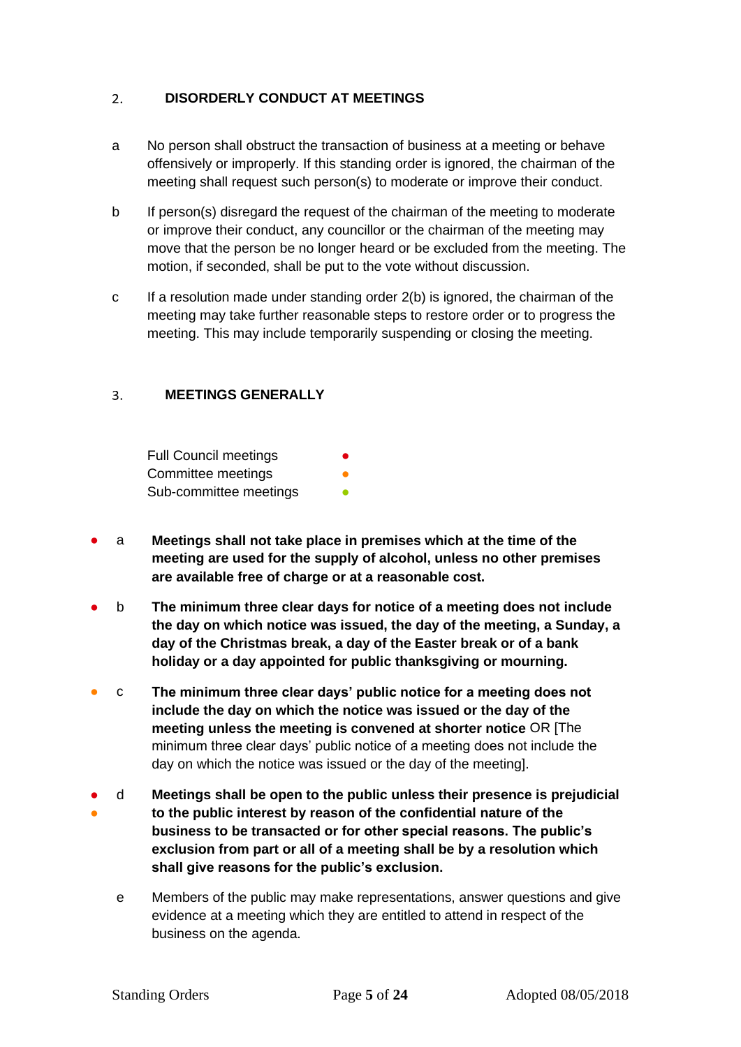## 2. DISORDERLY CONDUCT AT MEETINGS

a No person shall obstruct the transaction of business at a meeting or behave offensively or improperly. If this standing order is ignored, the chairman of the meeting shall request such person(s) to moderate or improve their conduct.

b If person(s) disregard the request of the chairman of the meeting to moderate or improve their conduct, any councillor or the chairman of the meeting may move that the person be no longer heard or be excluded from the meeting. The motion, if seconded, shall be put to the vote without discussion.

c If a resolution made under standing order 2(b) is ignored, the chairman of the meeting may take further reasonable steps to restore order or to progress the meeting. This may include temporarily suspending or closing the meeting.

## 3. MEETINGS GENERALLY

Full Council meetings ●
Committee meetings ●
Sub-committee meetings ●

● a **Meetings shall not take place in premises which at the time of the meeting are used for the supply of alcohol, unless no other premises are available free of charge or at a reasonable cost.**

● b **The minimum three clear days for notice of a meeting does not include the day on which notice was issued, the day of the meeting, a Sunday, a day of the Christmas break, a day of the Easter break or of a bank holiday or a day appointed for public thanksgiving or mourning.**

● c **The minimum three clear days' public notice for a meeting does not include the day on which the notice was issued or the day of the meeting unless the meeting is convened at shorter notice** OR [The minimum three clear days' public notice of a meeting does not include the day on which the notice was issued or the day of the meeting].

● ● d **Meetings shall be open to the public unless their presence is prejudicial to the public interest by reason of the confidential nature of the business to be transacted or for other special reasons. The public's exclusion from part or all of a meeting shall be by a resolution which shall give reasons for the public's exclusion.**

e Members of the public may make representations, answer questions and give evidence at a meeting which they are entitled to attend in respect of the business on the agenda.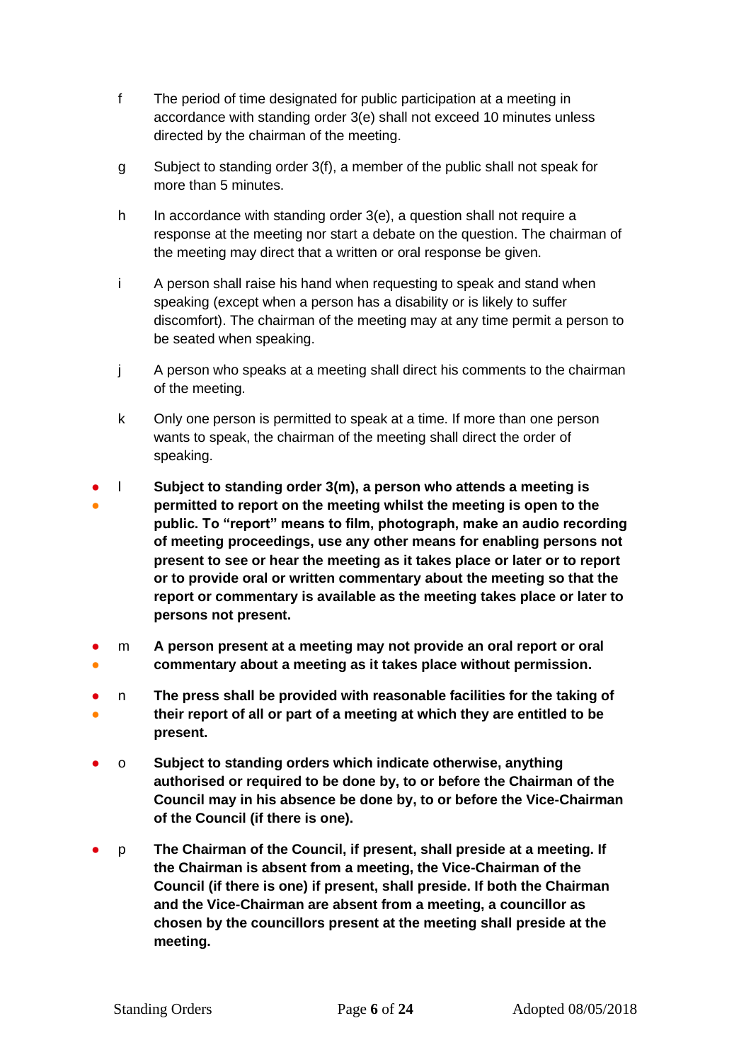f The period of time designated for public participation at a meeting in accordance with standing order 3(e) shall not exceed 10 minutes unless directed by the chairman of the meeting.

g Subject to standing order 3(f), a member of the public shall not speak for more than 5 minutes.

h In accordance with standing order 3(e), a question shall not require a response at the meeting nor start a debate on the question. The chairman of the meeting may direct that a written or oral response be given.

i A person shall raise his hand when requesting to speak and stand when speaking (except when a person has a disability or is likely to suffer discomfort). The chairman of the meeting may at any time permit a person to be seated when speaking.

j A person who speaks at a meeting shall direct his comments to the chairman of the meeting.

k Only one person is permitted to speak at a time. If more than one person wants to speak, the chairman of the meeting shall direct the order of speaking.

l **Subject to standing order 3(m), a person who attends a meeting is permitted to report on the meeting whilst the meeting is open to the public. To "report" means to film, photograph, make an audio recording of meeting proceedings, use any other means for enabling persons not present to see or hear the meeting as it takes place or later or to report or to provide oral or written commentary about the meeting so that the report or commentary is available as the meeting takes place or later to persons not present.**

m **A person present at a meeting may not provide an oral report or oral commentary about a meeting as it takes place without permission.**

n **The press shall be provided with reasonable facilities for the taking of their report of all or part of a meeting at which they are entitled to be present.**

o **Subject to standing orders which indicate otherwise, anything authorised or required to be done by, to or before the Chairman of the Council may in his absence be done by, to or before the Vice-Chairman of the Council (if there is one).**

p **The Chairman of the Council, if present, shall preside at a meeting. If the Chairman is absent from a meeting, the Vice-Chairman of the Council (if there is one) if present, shall preside. If both the Chairman and the Vice-Chairman are absent from a meeting, a councillor as chosen by the councillors present at the meeting shall preside at the meeting.**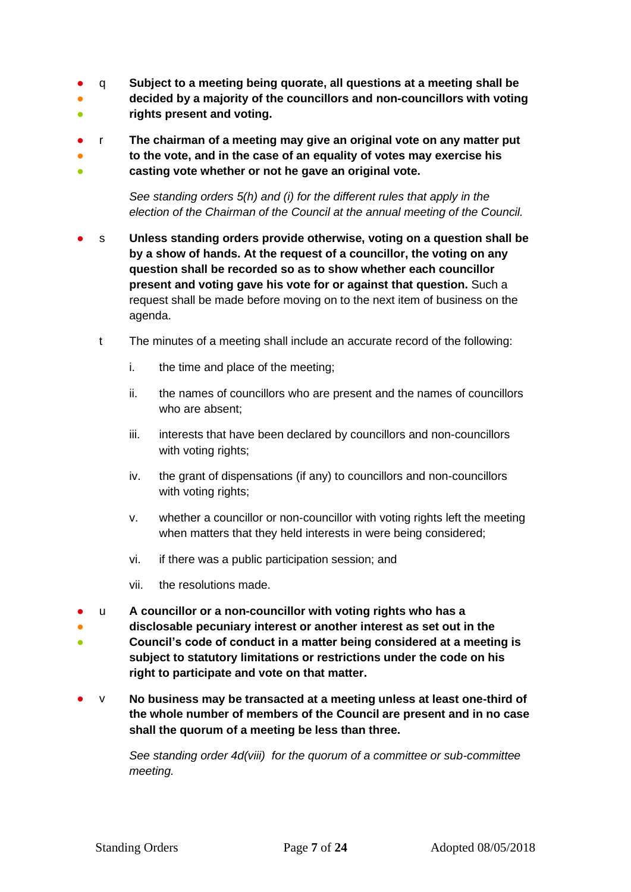- q **Subject to a meeting being quorate, all questions at a meeting shall be decided by a majority of the councillors and non-councillors with voting rights present and voting.**

- r **The chairman of a meeting may give an original vote on any matter put to the vote, and in the case of an equality of votes may exercise his casting vote whether or not he gave an original vote.**

  *See standing orders 5(h) and (i) for the different rules that apply in the election of the Chairman of the Council at the annual meeting of the Council.*

- s **Unless standing orders provide otherwise, voting on a question shall be by a show of hands. At the request of a councillor, the voting on any question shall be recorded so as to show whether each councillor present and voting gave his vote for or against that question.** Such a request shall be made before moving on to the next item of business on the agenda.

- t The minutes of a meeting shall include an accurate record of the following:

  i. the time and place of the meeting;

  ii. the names of councillors who are present and the names of councillors who are absent;

  iii. interests that have been declared by councillors and non-councillors with voting rights;

  iv. the grant of dispensations (if any) to councillors and non-councillors with voting rights;

  v. whether a councillor or non-councillor with voting rights left the meeting when matters that they held interests in were being considered;

  vi. if there was a public participation session; and

  vii. the resolutions made.

- u **A councillor or a non-councillor with voting rights who has a disclosable pecuniary interest or another interest as set out in the Council's code of conduct in a matter being considered at a meeting is subject to statutory limitations or restrictions under the code on his right to participate and vote on that matter.**

- v **No business may be transacted at a meeting unless at least one-third of the whole number of members of the Council are present and in no case shall the quorum of a meeting be less than three.**

  *See standing order 4d(viii) for the quorum of a committee or sub-committee meeting.*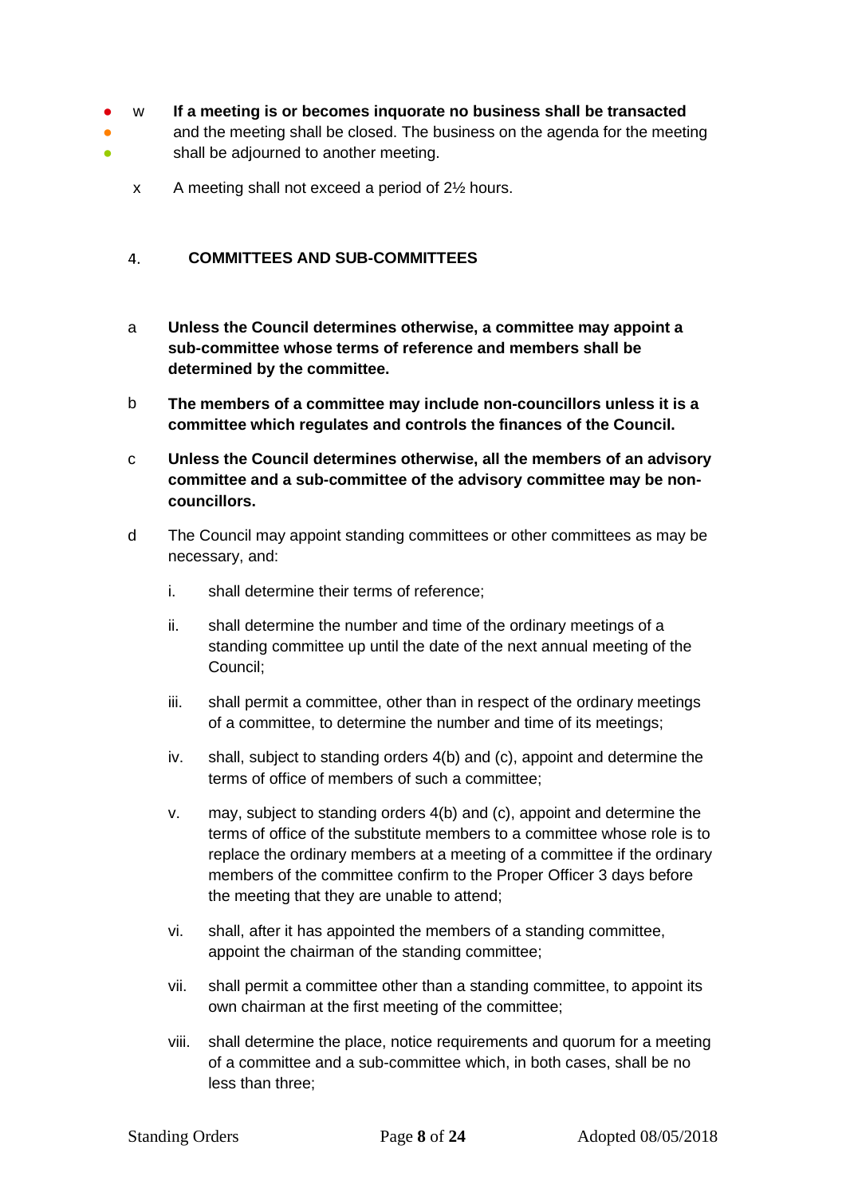w **If a meeting is or becomes inquorate no business shall be transacted** and the meeting shall be closed. The business on the agenda for the meeting shall be adjourned to another meeting.

x A meeting shall not exceed a period of 2½ hours.

## 4. COMMITTEES AND SUB-COMMITTEES

a **Unless the Council determines otherwise, a committee may appoint a sub-committee whose terms of reference and members shall be determined by the committee.**

b **The members of a committee may include non-councillors unless it is a committee which regulates and controls the finances of the Council.**

c **Unless the Council determines otherwise, all the members of an advisory committee and a sub-committee of the advisory committee may be non-councillors.**

d The Council may appoint standing committees or other committees as may be necessary, and:

i. shall determine their terms of reference;

ii. shall determine the number and time of the ordinary meetings of a standing committee up until the date of the next annual meeting of the Council;

iii. shall permit a committee, other than in respect of the ordinary meetings of a committee, to determine the number and time of its meetings;

iv. shall, subject to standing orders 4(b) and (c), appoint and determine the terms of office of members of such a committee;

v. may, subject to standing orders 4(b) and (c), appoint and determine the terms of office of the substitute members to a committee whose role is to replace the ordinary members at a meeting of a committee if the ordinary members of the committee confirm to the Proper Officer 3 days before the meeting that they are unable to attend;

vi. shall, after it has appointed the members of a standing committee, appoint the chairman of the standing committee;

vii. shall permit a committee other than a standing committee, to appoint its own chairman at the first meeting of the committee;

viii. shall determine the place, notice requirements and quorum for a meeting of a committee and a sub-committee which, in both cases, shall be no less than three;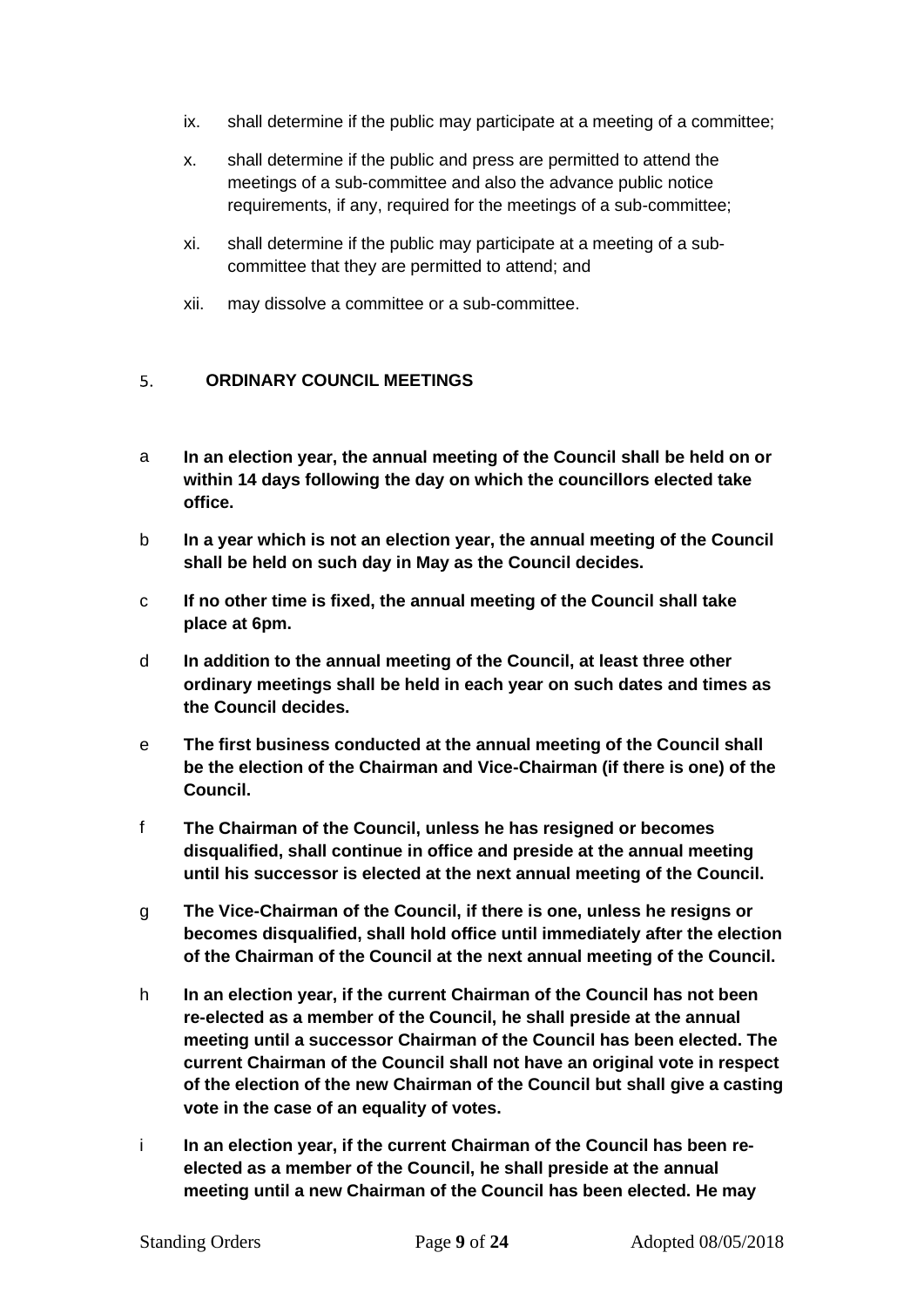ix. shall determine if the public may participate at a meeting of a committee;

x. shall determine if the public and press are permitted to attend the meetings of a sub-committee and also the advance public notice requirements, if any, required for the meetings of a sub-committee;

xi. shall determine if the public may participate at a meeting of a sub-committee that they are permitted to attend; and

xii. may dissolve a committee or a sub-committee.

## 5. ORDINARY COUNCIL MEETINGS

a **In an election year, the annual meeting of the Council shall be held on or within 14 days following the day on which the councillors elected take office.**

b **In a year which is not an election year, the annual meeting of the Council shall be held on such day in May as the Council decides.**

c **If no other time is fixed, the annual meeting of the Council shall take place at 6pm.**

d **In addition to the annual meeting of the Council, at least three other ordinary meetings shall be held in each year on such dates and times as the Council decides.**

e **The first business conducted at the annual meeting of the Council shall be the election of the Chairman and Vice-Chairman (if there is one) of the Council.**

f **The Chairman of the Council, unless he has resigned or becomes disqualified, shall continue in office and preside at the annual meeting until his successor is elected at the next annual meeting of the Council.**

g **The Vice-Chairman of the Council, if there is one, unless he resigns or becomes disqualified, shall hold office until immediately after the election of the Chairman of the Council at the next annual meeting of the Council.**

h **In an election year, if the current Chairman of the Council has not been re-elected as a member of the Council, he shall preside at the annual meeting until a successor Chairman of the Council has been elected. The current Chairman of the Council shall not have an original vote in respect of the election of the new Chairman of the Council but shall give a casting vote in the case of an equality of votes.**

i **In an election year, if the current Chairman of the Council has been re-elected as a member of the Council, he shall preside at the annual meeting until a new Chairman of the Council has been elected. He may**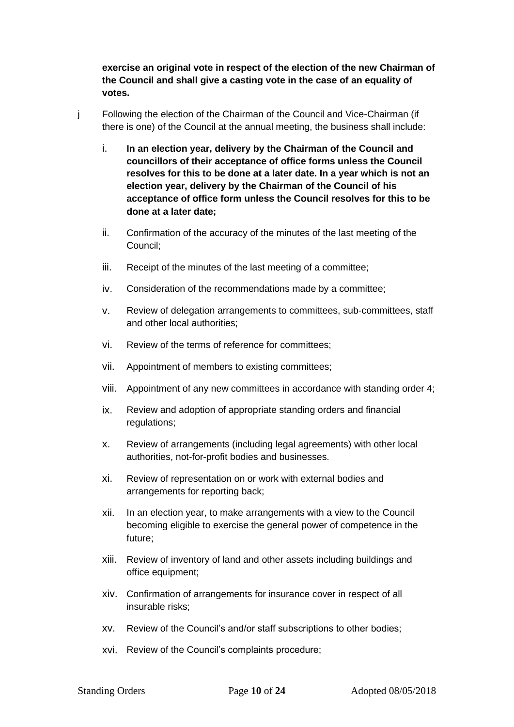**exercise an original vote in respect of the election of the new Chairman of the Council and shall give a casting vote in the case of an equality of votes.**

j Following the election of the Chairman of the Council and Vice-Chairman (if there is one) of the Council at the annual meeting, the business shall include:

i. **In an election year, delivery by the Chairman of the Council and councillors of their acceptance of office forms unless the Council resolves for this to be done at a later date. In a year which is not an election year, delivery by the Chairman of the Council of his acceptance of office form unless the Council resolves for this to be done at a later date;**

ii. Confirmation of the accuracy of the minutes of the last meeting of the Council;

iii. Receipt of the minutes of the last meeting of a committee;

iv. Consideration of the recommendations made by a committee;

v. Review of delegation arrangements to committees, sub-committees, staff and other local authorities;

vi. Review of the terms of reference for committees;

vii. Appointment of members to existing committees;

viii. Appointment of any new committees in accordance with standing order 4;

ix. Review and adoption of appropriate standing orders and financial regulations;

x. Review of arrangements (including legal agreements) with other local authorities, not-for-profit bodies and businesses.

xi. Review of representation on or work with external bodies and arrangements for reporting back;

xii. In an election year, to make arrangements with a view to the Council becoming eligible to exercise the general power of competence in the future;

xiii. Review of inventory of land and other assets including buildings and office equipment;

xiv. Confirmation of arrangements for insurance cover in respect of all insurable risks;

xv. Review of the Council's and/or staff subscriptions to other bodies;

xvi. Review of the Council's complaints procedure;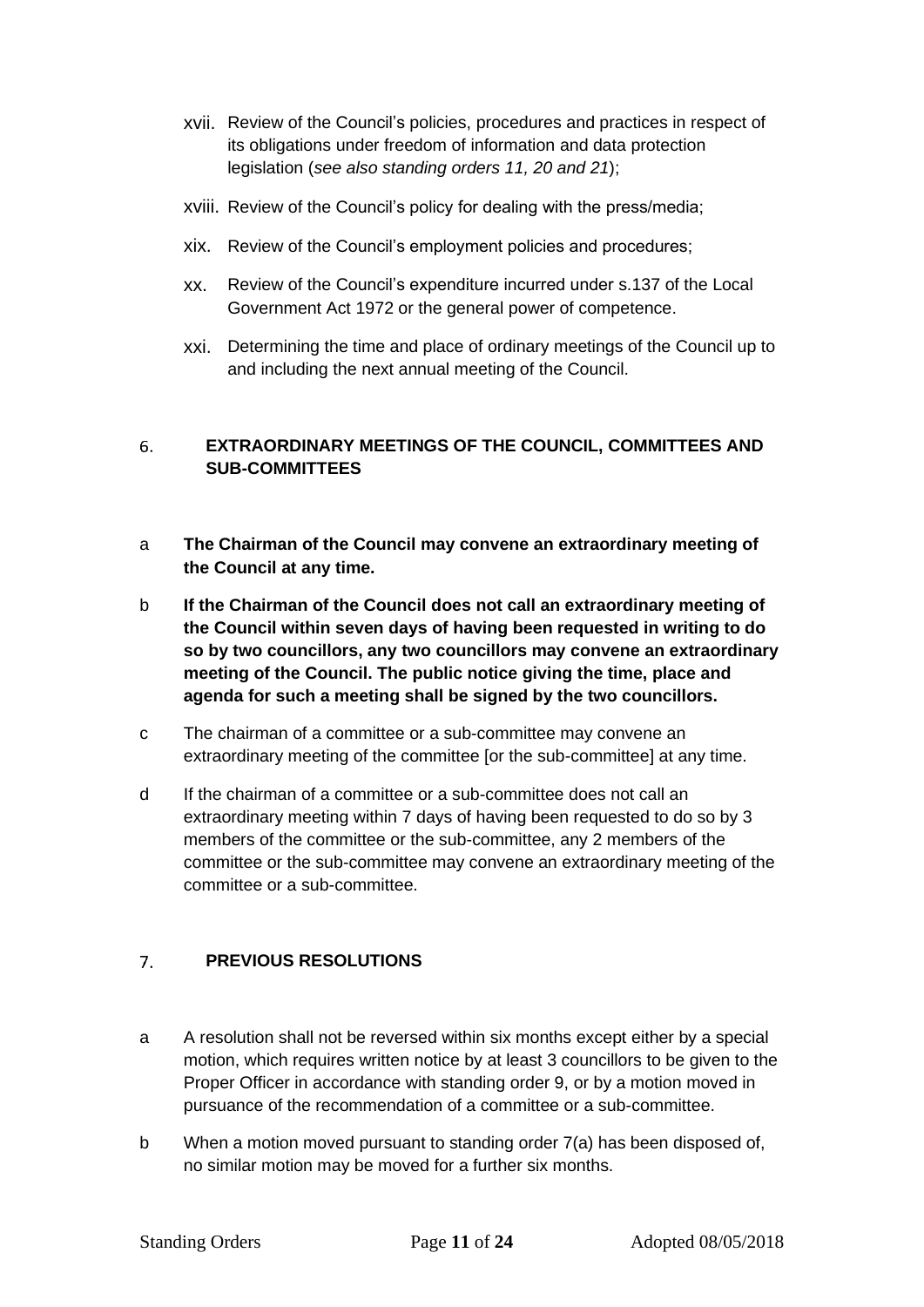xvii. Review of the Council's policies, procedures and practices in respect of its obligations under freedom of information and data protection legislation (*see also standing orders 11, 20 and 21*);

xviii. Review of the Council's policy for dealing with the press/media;

xix. Review of the Council's employment policies and procedures;

xx. Review of the Council's expenditure incurred under s.137 of the Local Government Act 1972 or the general power of competence.

xxi. Determining the time and place of ordinary meetings of the Council up to and including the next annual meeting of the Council.

## 6. EXTRAORDINARY MEETINGS OF THE COUNCIL, COMMITTEES AND SUB-COMMITTEES

a **The Chairman of the Council may convene an extraordinary meeting of the Council at any time.**

b **If the Chairman of the Council does not call an extraordinary meeting of the Council within seven days of having been requested in writing to do so by two councillors, any two councillors may convene an extraordinary meeting of the Council. The public notice giving the time, place and agenda for such a meeting shall be signed by the two councillors.**

c The chairman of a committee or a sub-committee may convene an extraordinary meeting of the committee [or the sub-committee] at any time.

d If the chairman of a committee or a sub-committee does not call an extraordinary meeting within 7 days of having been requested to do so by 3 members of the committee or the sub-committee, any 2 members of the committee or the sub-committee may convene an extraordinary meeting of the committee or a sub-committee.

## 7. PREVIOUS RESOLUTIONS

a A resolution shall not be reversed within six months except either by a special motion, which requires written notice by at least 3 councillors to be given to the Proper Officer in accordance with standing order 9, or by a motion moved in pursuance of the recommendation of a committee or a sub-committee.

b When a motion moved pursuant to standing order 7(a) has been disposed of, no similar motion may be moved for a further six months.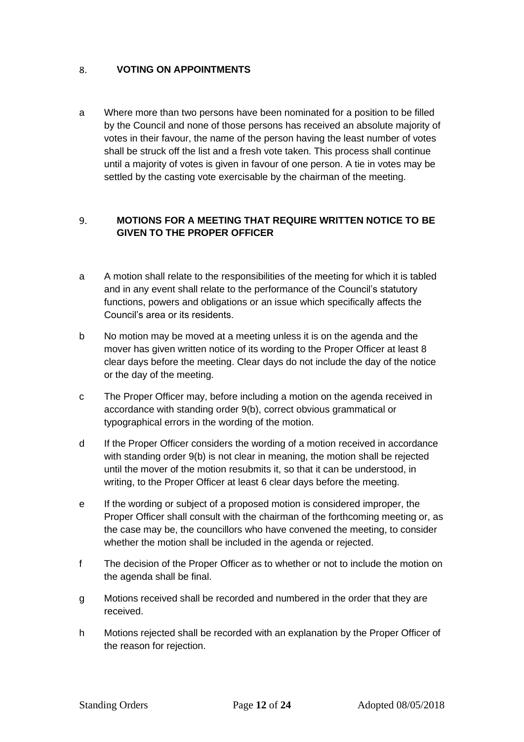## 8. VOTING ON APPOINTMENTS

a Where more than two persons have been nominated for a position to be filled by the Council and none of those persons has received an absolute majority of votes in their favour, the name of the person having the least number of votes shall be struck off the list and a fresh vote taken. This process shall continue until a majority of votes is given in favour of one person. A tie in votes may be settled by the casting vote exercisable by the chairman of the meeting.

## 9. MOTIONS FOR A MEETING THAT REQUIRE WRITTEN NOTICE TO BE GIVEN TO THE PROPER OFFICER

a A motion shall relate to the responsibilities of the meeting for which it is tabled and in any event shall relate to the performance of the Council's statutory functions, powers and obligations or an issue which specifically affects the Council's area or its residents.

b No motion may be moved at a meeting unless it is on the agenda and the mover has given written notice of its wording to the Proper Officer at least 8 clear days before the meeting. Clear days do not include the day of the notice or the day of the meeting.

c The Proper Officer may, before including a motion on the agenda received in accordance with standing order 9(b), correct obvious grammatical or typographical errors in the wording of the motion.

d If the Proper Officer considers the wording of a motion received in accordance with standing order 9(b) is not clear in meaning, the motion shall be rejected until the mover of the motion resubmits it, so that it can be understood, in writing, to the Proper Officer at least 6 clear days before the meeting.

e If the wording or subject of a proposed motion is considered improper, the Proper Officer shall consult with the chairman of the forthcoming meeting or, as the case may be, the councillors who have convened the meeting, to consider whether the motion shall be included in the agenda or rejected.

f The decision of the Proper Officer as to whether or not to include the motion on the agenda shall be final.

g Motions received shall be recorded and numbered in the order that they are received.

h Motions rejected shall be recorded with an explanation by the Proper Officer of the reason for rejection.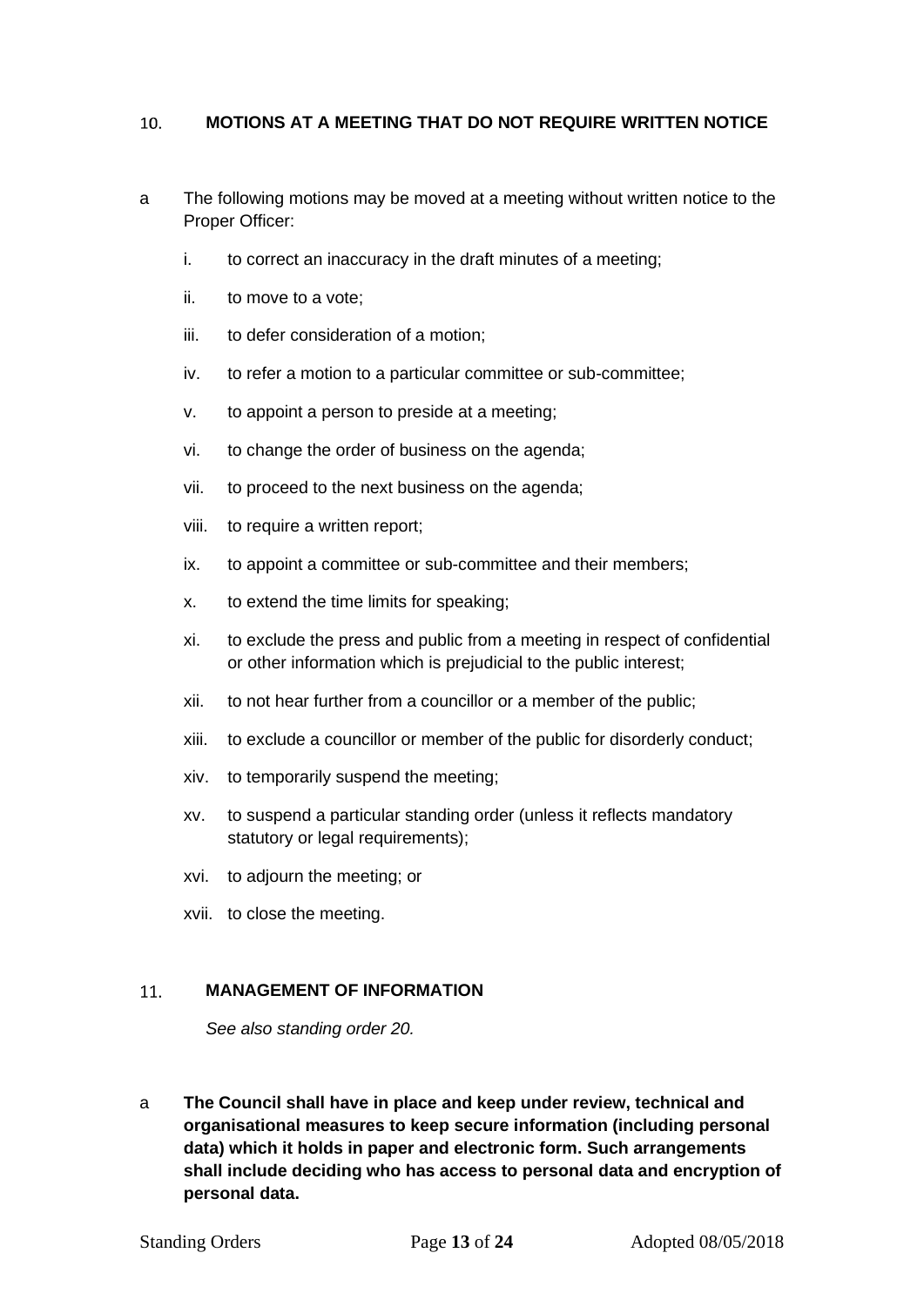## 10. MOTIONS AT A MEETING THAT DO NOT REQUIRE WRITTEN NOTICE

a The following motions may be moved at a meeting without written notice to the Proper Officer:

i. to correct an inaccuracy in the draft minutes of a meeting;

ii. to move to a vote;

iii. to defer consideration of a motion;

iv. to refer a motion to a particular committee or sub-committee;

v. to appoint a person to preside at a meeting;

vi. to change the order of business on the agenda;

vii. to proceed to the next business on the agenda;

viii. to require a written report;

ix. to appoint a committee or sub-committee and their members;

x. to extend the time limits for speaking;

xi. to exclude the press and public from a meeting in respect of confidential or other information which is prejudicial to the public interest;

xii. to not hear further from a councillor or a member of the public;

xiii. to exclude a councillor or member of the public for disorderly conduct;

xiv. to temporarily suspend the meeting;

xv. to suspend a particular standing order (unless it reflects mandatory statutory or legal requirements);

xvi. to adjourn the meeting; or

xvii. to close the meeting.

## 11. MANAGEMENT OF INFORMATION

*See also standing order 20.*

a **The Council shall have in place and keep under review, technical and organisational measures to keep secure information (including personal data) which it holds in paper and electronic form. Such arrangements shall include deciding who has access to personal data and encryption of personal data.**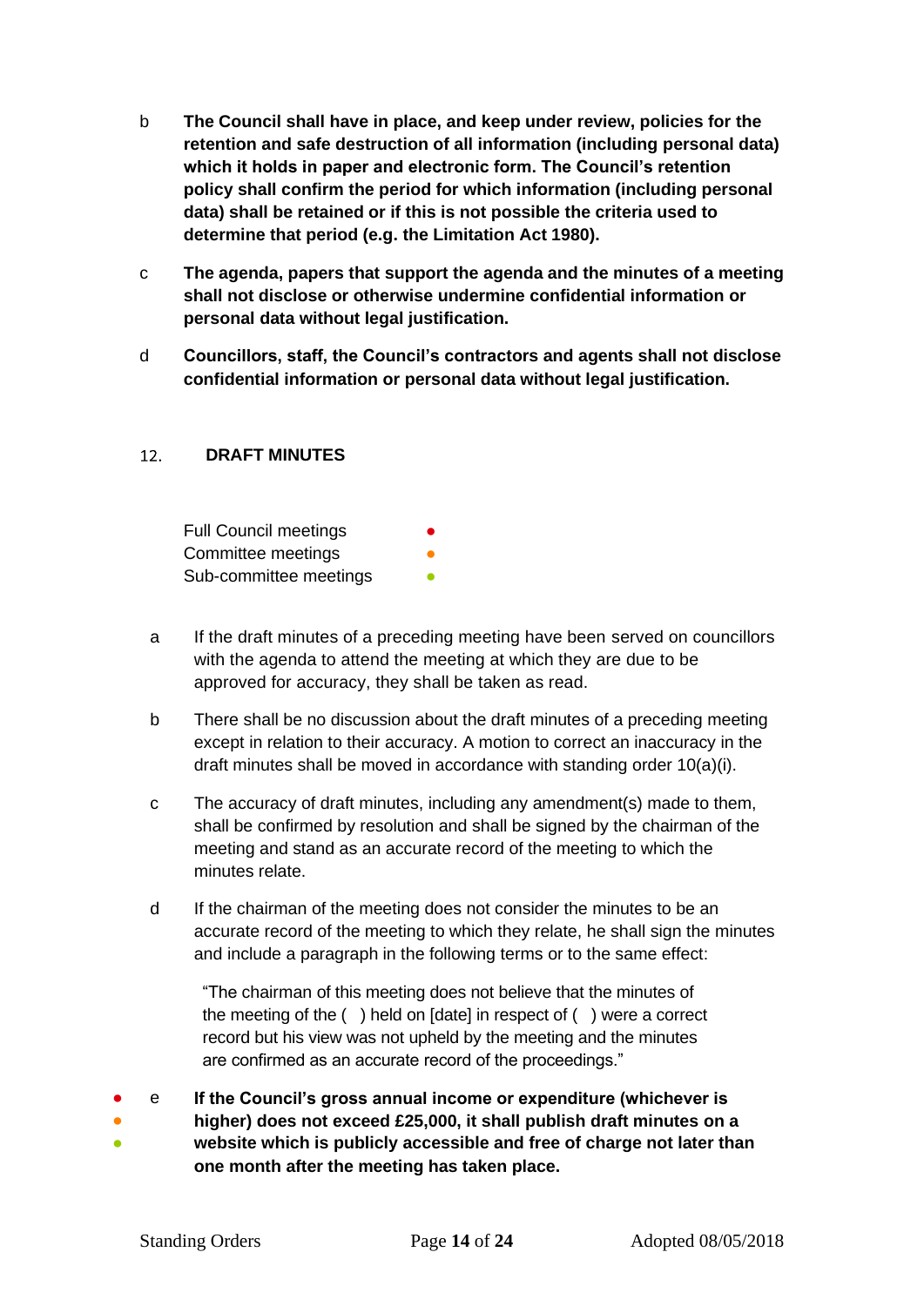b **The Council shall have in place, and keep under review, policies for the retention and safe destruction of all information (including personal data) which it holds in paper and electronic form. The Council's retention policy shall confirm the period for which information (including personal data) shall be retained or if this is not possible the criteria used to determine that period (e.g. the Limitation Act 1980).**

c **The agenda, papers that support the agenda and the minutes of a meeting shall not disclose or otherwise undermine confidential information or personal data without legal justification.**

d **Councillors, staff, the Council's contractors and agents shall not disclose confidential information or personal data without legal justification.**

## 12. DRAFT MINUTES

| | |
|---|---|
| Full Council meetings | ● |
| Committee meetings | ● |
| Sub-committee meetings | ● |

a If the draft minutes of a preceding meeting have been served on councillors with the agenda to attend the meeting at which they are due to be approved for accuracy, they shall be taken as read.

b There shall be no discussion about the draft minutes of a preceding meeting except in relation to their accuracy. A motion to correct an inaccuracy in the draft minutes shall be moved in accordance with standing order 10(a)(i).

c The accuracy of draft minutes, including any amendment(s) made to them, shall be confirmed by resolution and shall be signed by the chairman of the meeting and stand as an accurate record of the meeting to which the minutes relate.

d If the chairman of the meeting does not consider the minutes to be an accurate record of the meeting to which they relate, he shall sign the minutes and include a paragraph in the following terms or to the same effect:

> "The chairman of this meeting does not believe that the minutes of the meeting of the ( ) held on [date] in respect of ( ) were a correct record but his view was not upheld by the meeting and the minutes are confirmed as an accurate record of the proceedings."

●●● e **If the Council's gross annual income or expenditure (whichever is higher) does not exceed £25,000, it shall publish draft minutes on a website which is publicly accessible and free of charge not later than one month after the meeting has taken place.**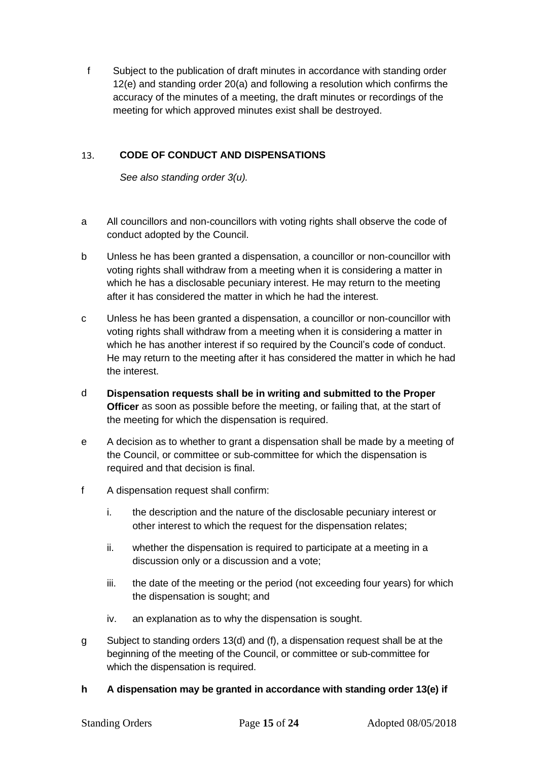f Subject to the publication of draft minutes in accordance with standing order 12(e) and standing order 20(a) and following a resolution which confirms the accuracy of the minutes of a meeting, the draft minutes or recordings of the meeting for which approved minutes exist shall be destroyed.

## 13. CODE OF CONDUCT AND DISPENSATIONS

*See also standing order 3(u).*

a All councillors and non-councillors with voting rights shall observe the code of conduct adopted by the Council.

b Unless he has been granted a dispensation, a councillor or non-councillor with voting rights shall withdraw from a meeting when it is considering a matter in which he has a disclosable pecuniary interest. He may return to the meeting after it has considered the matter in which he had the interest.

c Unless he has been granted a dispensation, a councillor or non-councillor with voting rights shall withdraw from a meeting when it is considering a matter in which he has another interest if so required by the Council's code of conduct. He may return to the meeting after it has considered the matter in which he had the interest.

d **Dispensation requests shall be in writing and submitted to the Proper Officer** as soon as possible before the meeting, or failing that, at the start of the meeting for which the dispensation is required.

e A decision as to whether to grant a dispensation shall be made by a meeting of the Council, or committee or sub-committee for which the dispensation is required and that decision is final.

f A dispensation request shall confirm:

  i. the description and the nature of the disclosable pecuniary interest or other interest to which the request for the dispensation relates;

  ii. whether the dispensation is required to participate at a meeting in a discussion only or a discussion and a vote;

  iii. the date of the meeting or the period (not exceeding four years) for which the dispensation is sought; and

  iv. an explanation as to why the dispensation is sought.

g Subject to standing orders 13(d) and (f), a dispensation request shall be at the beginning of the meeting of the Council, or committee or sub-committee for which the dispensation is required.

**h A dispensation may be granted in accordance with standing order 13(e) if**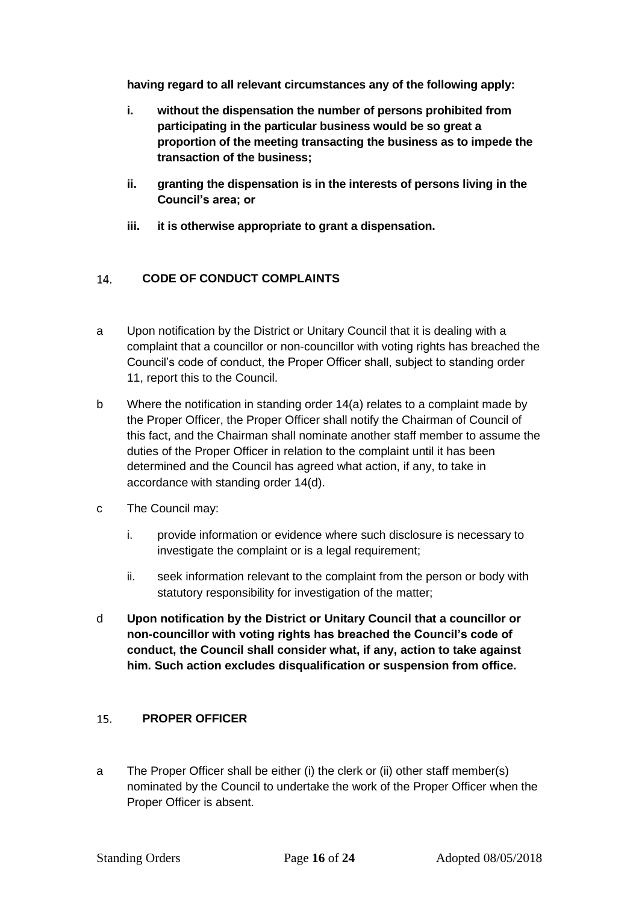**having regard to all relevant circumstances any of the following apply:**

- **i. without the dispensation the number of persons prohibited from participating in the particular business would be so great a proportion of the meeting transacting the business as to impede the transaction of the business;**
- **ii. granting the dispensation is in the interests of persons living in the Council's area; or**
- **iii. it is otherwise appropriate to grant a dispensation.**

## 14. CODE OF CONDUCT COMPLAINTS

a Upon notification by the District or Unitary Council that it is dealing with a complaint that a councillor or non-councillor with voting rights has breached the Council's code of conduct, the Proper Officer shall, subject to standing order 11, report this to the Council.

b Where the notification in standing order 14(a) relates to a complaint made by the Proper Officer, the Proper Officer shall notify the Chairman of Council of this fact, and the Chairman shall nominate another staff member to assume the duties of the Proper Officer in relation to the complaint until it has been determined and the Council has agreed what action, if any, to take in accordance with standing order 14(d).

c The Council may:

- i. provide information or evidence where such disclosure is necessary to investigate the complaint or is a legal requirement;
- ii. seek information relevant to the complaint from the person or body with statutory responsibility for investigation of the matter;

d **Upon notification by the District or Unitary Council that a councillor or non-councillor with voting rights has breached the Council's code of conduct, the Council shall consider what, if any, action to take against him. Such action excludes disqualification or suspension from office.**

## 15. PROPER OFFICER

a The Proper Officer shall be either (i) the clerk or (ii) other staff member(s) nominated by the Council to undertake the work of the Proper Officer when the Proper Officer is absent.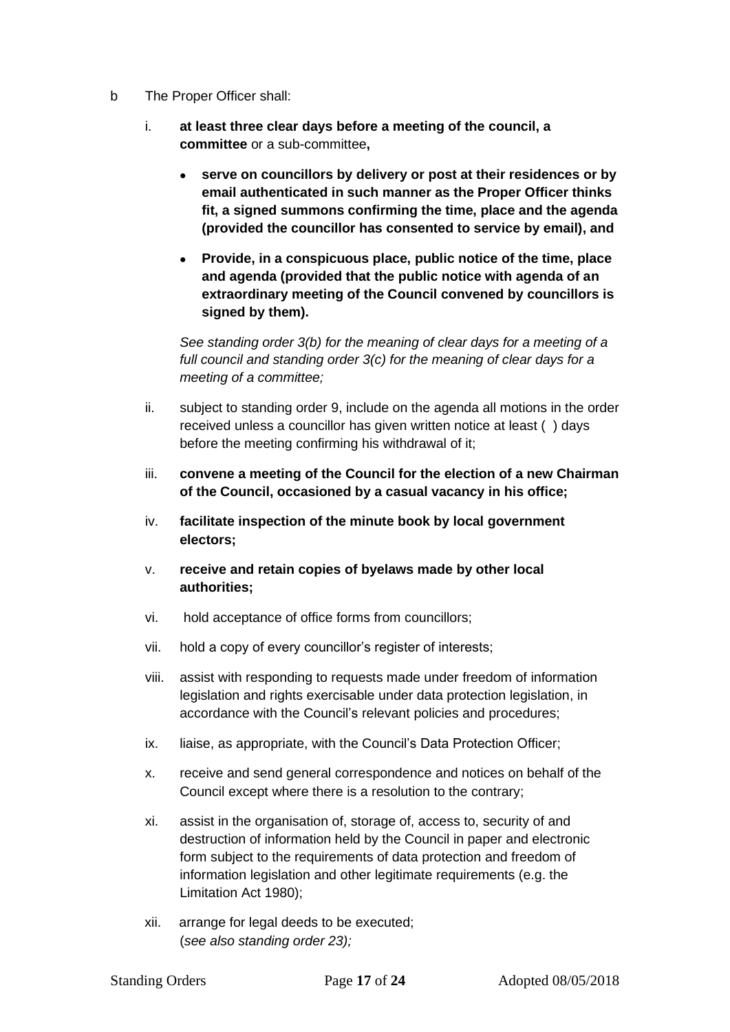b The Proper Officer shall:

i. **at least three clear days before a meeting of the council, a committee** or a sub-committee**,**

- **serve on councillors by delivery or post at their residences or by email authenticated in such manner as the Proper Officer thinks fit, a signed summons confirming the time, place and the agenda (provided the councillor has consented to service by email), and**
- **Provide, in a conspicuous place, public notice of the time, place and agenda (provided that the public notice with agenda of an extraordinary meeting of the Council convened by councillors is signed by them).**

*See standing order 3(b) for the meaning of clear days for a meeting of a full council and standing order 3(c) for the meaning of clear days for a meeting of a committee;*

ii. subject to standing order 9, include on the agenda all motions in the order received unless a councillor has given written notice at least ( ) days before the meeting confirming his withdrawal of it;

iii. **convene a meeting of the Council for the election of a new Chairman of the Council, occasioned by a casual vacancy in his office;**

iv. **facilitate inspection of the minute book by local government electors;**

v. **receive and retain copies of byelaws made by other local authorities;**

vi. hold acceptance of office forms from councillors;

vii. hold a copy of every councillor's register of interests;

viii. assist with responding to requests made under freedom of information legislation and rights exercisable under data protection legislation, in accordance with the Council's relevant policies and procedures;

ix. liaise, as appropriate, with the Council's Data Protection Officer;

x. receive and send general correspondence and notices on behalf of the Council except where there is a resolution to the contrary;

xi. assist in the organisation of, storage of, access to, security of and destruction of information held by the Council in paper and electronic form subject to the requirements of data protection and freedom of information legislation and other legitimate requirements (e.g. the Limitation Act 1980);

xii. arrange for legal deeds to be executed;
(*see also standing order 23);*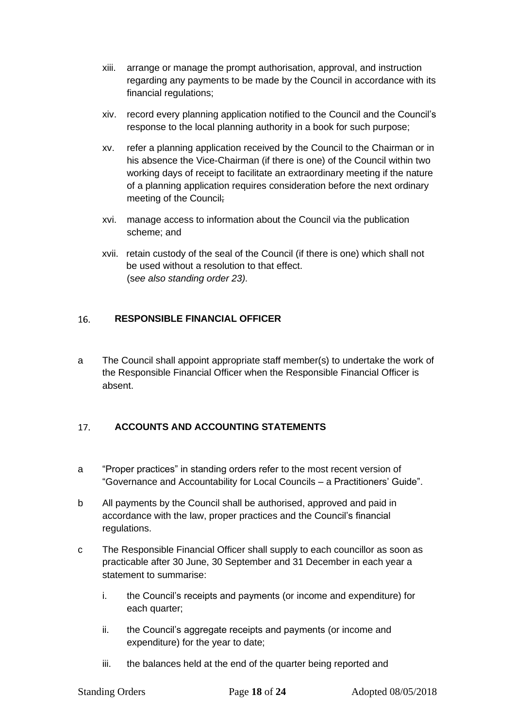xiii. arrange or manage the prompt authorisation, approval, and instruction regarding any payments to be made by the Council in accordance with its financial regulations;

xiv. record every planning application notified to the Council and the Council's response to the local planning authority in a book for such purpose;

xv. refer a planning application received by the Council to the Chairman or in his absence the Vice-Chairman (if there is one) of the Council within two working days of receipt to facilitate an extraordinary meeting if the nature of a planning application requires consideration before the next ordinary meeting of the Council;

xvi. manage access to information about the Council via the publication scheme; and

xvii. retain custody of the seal of the Council (if there is one) which shall not be used without a resolution to that effect.
(*see also standing order 23).*

## 16. RESPONSIBLE FINANCIAL OFFICER

a The Council shall appoint appropriate staff member(s) to undertake the work of the Responsible Financial Officer when the Responsible Financial Officer is absent.

## 17. ACCOUNTS AND ACCOUNTING STATEMENTS

a "Proper practices" in standing orders refer to the most recent version of "Governance and Accountability for Local Councils – a Practitioners' Guide".

b All payments by the Council shall be authorised, approved and paid in accordance with the law, proper practices and the Council's financial regulations.

c The Responsible Financial Officer shall supply to each councillor as soon as practicable after 30 June, 30 September and 31 December in each year a statement to summarise:

i. the Council's receipts and payments (or income and expenditure) for each quarter;

ii. the Council's aggregate receipts and payments (or income and expenditure) for the year to date;

iii. the balances held at the end of the quarter being reported and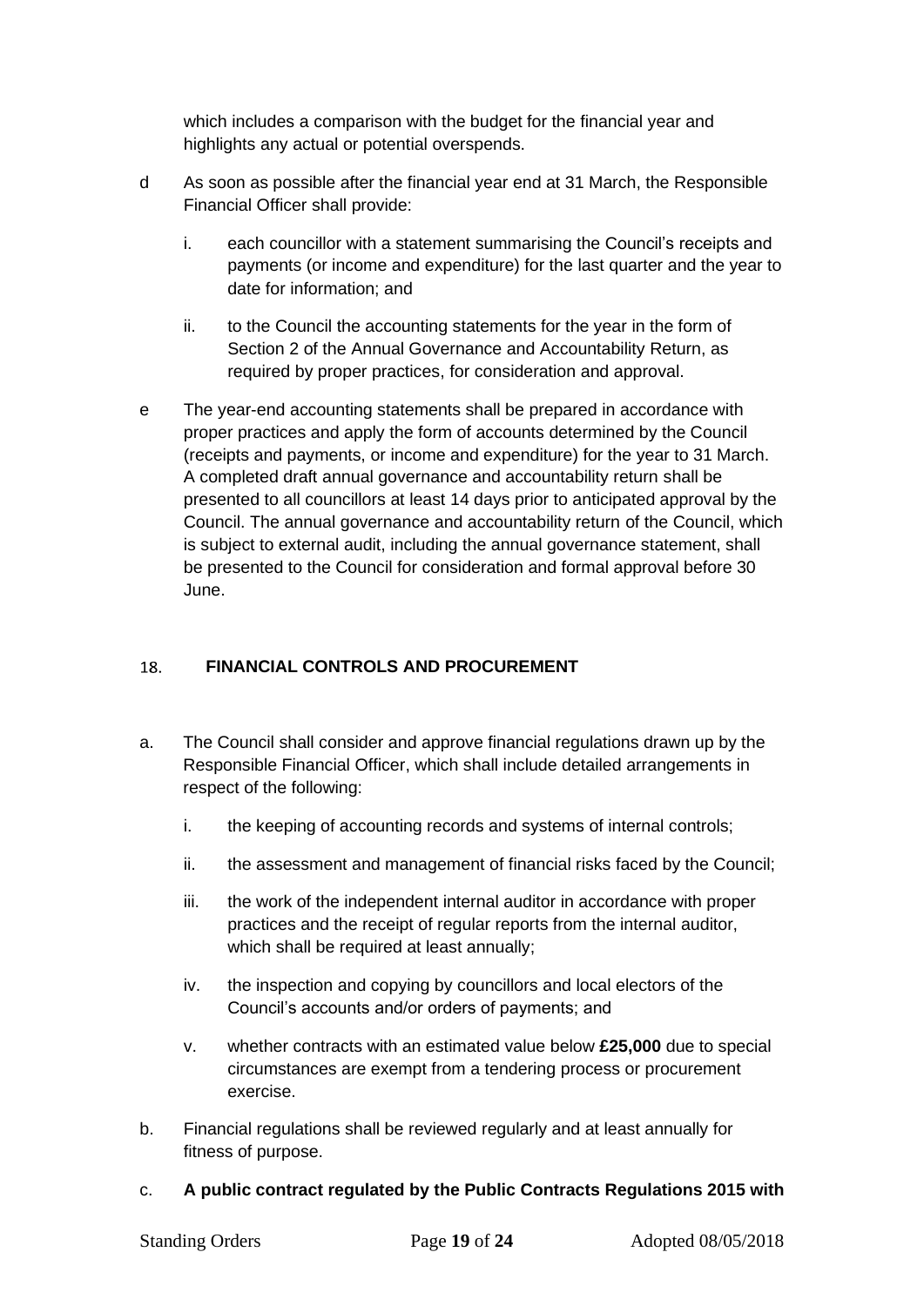which includes a comparison with the budget for the financial year and highlights any actual or potential overspends.

d As soon as possible after the financial year end at 31 March, the Responsible Financial Officer shall provide:

   i. each councillor with a statement summarising the Council's receipts and payments (or income and expenditure) for the last quarter and the year to date for information; and

   ii. to the Council the accounting statements for the year in the form of Section 2 of the Annual Governance and Accountability Return, as required by proper practices, for consideration and approval.

e The year-end accounting statements shall be prepared in accordance with proper practices and apply the form of accounts determined by the Council (receipts and payments, or income and expenditure) for the year to 31 March. A completed draft annual governance and accountability return shall be presented to all councillors at least 14 days prior to anticipated approval by the Council. The annual governance and accountability return of the Council, which is subject to external audit, including the annual governance statement, shall be presented to the Council for consideration and formal approval before 30 June.

## 18. FINANCIAL CONTROLS AND PROCUREMENT

a. The Council shall consider and approve financial regulations drawn up by the Responsible Financial Officer, which shall include detailed arrangements in respect of the following:

   i. the keeping of accounting records and systems of internal controls;

   ii. the assessment and management of financial risks faced by the Council;

   iii. the work of the independent internal auditor in accordance with proper practices and the receipt of regular reports from the internal auditor, which shall be required at least annually;

   iv. the inspection and copying by councillors and local electors of the Council's accounts and/or orders of payments; and

   v. whether contracts with an estimated value below **£25,000** due to special circumstances are exempt from a tendering process or procurement exercise.

b. Financial regulations shall be reviewed regularly and at least annually for fitness of purpose.

c. **A public contract regulated by the Public Contracts Regulations 2015 with**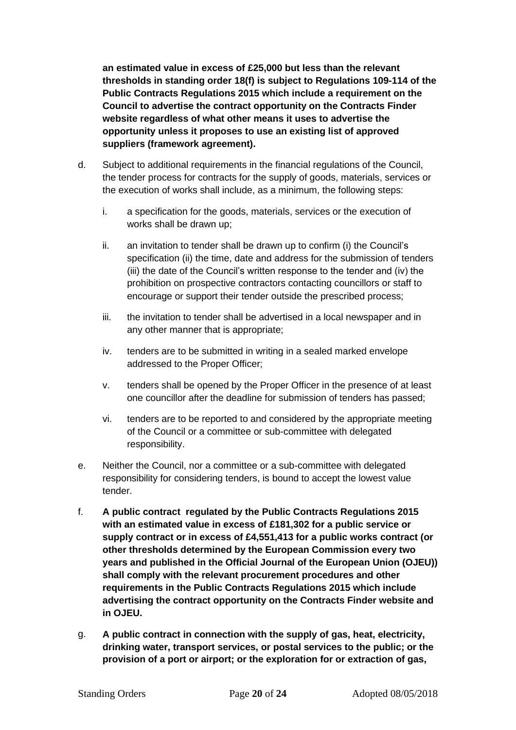**an estimated value in excess of £25,000 but less than the relevant thresholds in standing order 18(f) is subject to Regulations 109-114 of the Public Contracts Regulations 2015 which include a requirement on the Council to advertise the contract opportunity on the Contracts Finder website regardless of what other means it uses to advertise the opportunity unless it proposes to use an existing list of approved suppliers (framework agreement).**

d. Subject to additional requirements in the financial regulations of the Council, the tender process for contracts for the supply of goods, materials, services or the execution of works shall include, as a minimum, the following steps:

   i. a specification for the goods, materials, services or the execution of works shall be drawn up;

   ii. an invitation to tender shall be drawn up to confirm (i) the Council's specification (ii) the time, date and address for the submission of tenders (iii) the date of the Council's written response to the tender and (iv) the prohibition on prospective contractors contacting councillors or staff to encourage or support their tender outside the prescribed process;

   iii. the invitation to tender shall be advertised in a local newspaper and in any other manner that is appropriate;

   iv. tenders are to be submitted in writing in a sealed marked envelope addressed to the Proper Officer;

   v. tenders shall be opened by the Proper Officer in the presence of at least one councillor after the deadline for submission of tenders has passed;

   vi. tenders are to be reported to and considered by the appropriate meeting of the Council or a committee or sub-committee with delegated responsibility.

e. Neither the Council, nor a committee or a sub-committee with delegated responsibility for considering tenders, is bound to accept the lowest value tender.

f. **A public contract regulated by the Public Contracts Regulations 2015 with an estimated value in excess of £181,302 for a public service or supply contract or in excess of £4,551,413 for a public works contract (or other thresholds determined by the European Commission every two years and published in the Official Journal of the European Union (OJEU)) shall comply with the relevant procurement procedures and other requirements in the Public Contracts Regulations 2015 which include advertising the contract opportunity on the Contracts Finder website and in OJEU.**

g. **A public contract in connection with the supply of gas, heat, electricity, drinking water, transport services, or postal services to the public; or the provision of a port or airport; or the exploration for or extraction of gas,**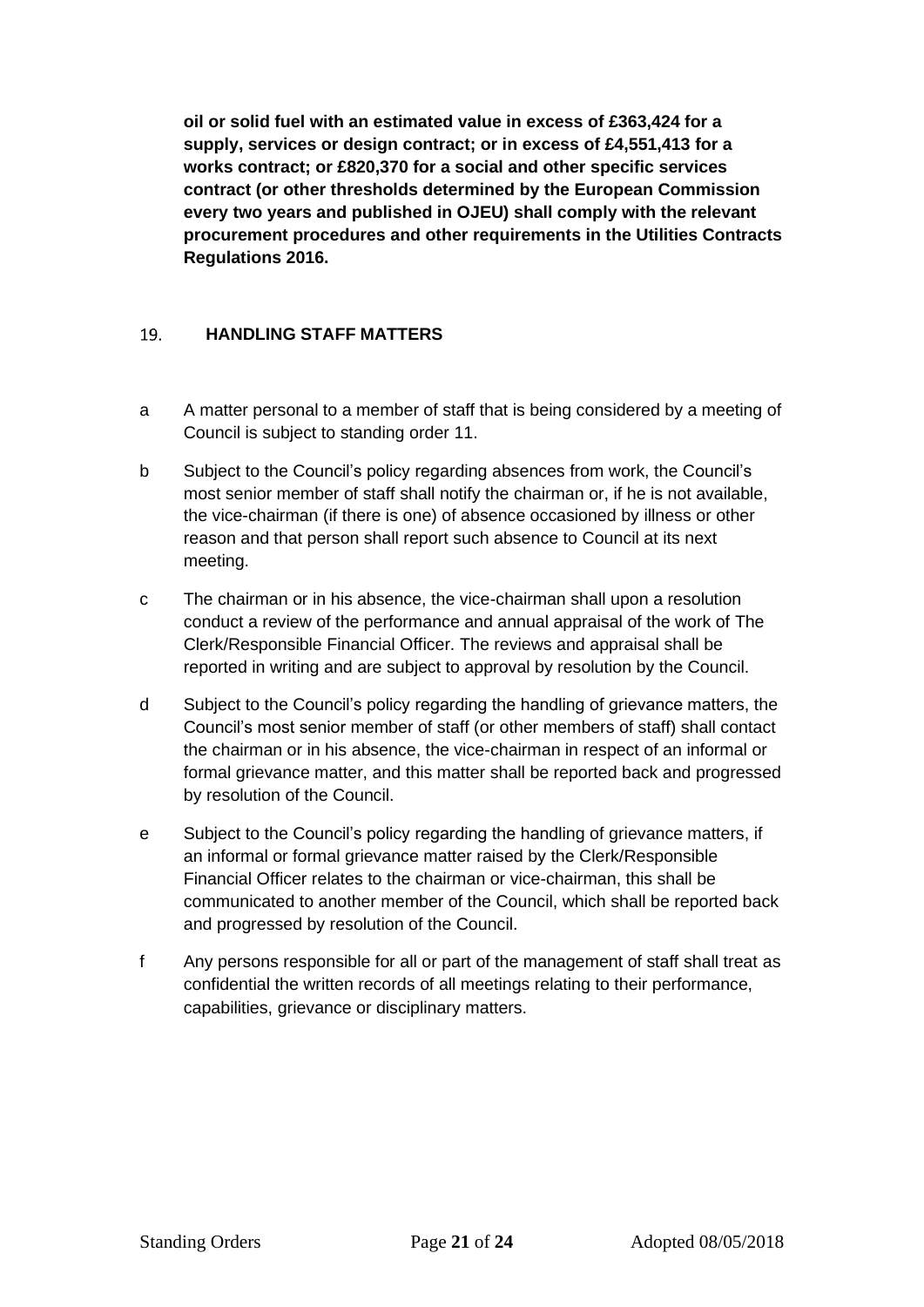**oil or solid fuel with an estimated value in excess of £363,424 for a supply, services or design contract; or in excess of £4,551,413 for a works contract; or £820,370 for a social and other specific services contract (or other thresholds determined by the European Commission every two years and published in OJEU) shall comply with the relevant procurement procedures and other requirements in the Utilities Contracts Regulations 2016.**

## 19. HANDLING STAFF MATTERS

a A matter personal to a member of staff that is being considered by a meeting of Council is subject to standing order 11.

b Subject to the Council's policy regarding absences from work, the Council's most senior member of staff shall notify the chairman or, if he is not available, the vice-chairman (if there is one) of absence occasioned by illness or other reason and that person shall report such absence to Council at its next meeting.

c The chairman or in his absence, the vice-chairman shall upon a resolution conduct a review of the performance and annual appraisal of the work of The Clerk/Responsible Financial Officer. The reviews and appraisal shall be reported in writing and are subject to approval by resolution by the Council.

d Subject to the Council's policy regarding the handling of grievance matters, the Council's most senior member of staff (or other members of staff) shall contact the chairman or in his absence, the vice-chairman in respect of an informal or formal grievance matter, and this matter shall be reported back and progressed by resolution of the Council.

e Subject to the Council's policy regarding the handling of grievance matters, if an informal or formal grievance matter raised by the Clerk/Responsible Financial Officer relates to the chairman or vice-chairman, this shall be communicated to another member of the Council, which shall be reported back and progressed by resolution of the Council.

f Any persons responsible for all or part of the management of staff shall treat as confidential the written records of all meetings relating to their performance, capabilities, grievance or disciplinary matters.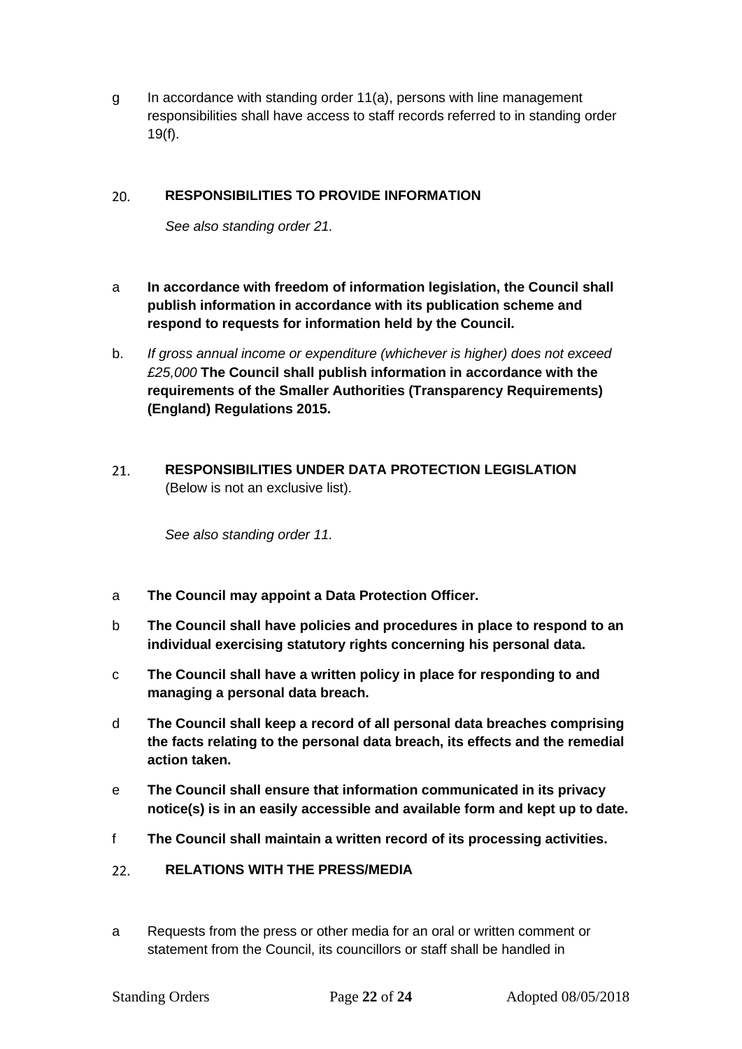g In accordance with standing order 11(a), persons with line management responsibilities shall have access to staff records referred to in standing order 19(f).

## 20. RESPONSIBILITIES TO PROVIDE INFORMATION

*See also standing order 21.*

a **In accordance with freedom of information legislation, the Council shall publish information in accordance with its publication scheme and respond to requests for information held by the Council.**

b. *If gross annual income or expenditure (whichever is higher) does not exceed £25,000* **The Council shall publish information in accordance with the requirements of the Smaller Authorities (Transparency Requirements) (England) Regulations 2015.**

## 21. RESPONSIBILITIES UNDER DATA PROTECTION LEGISLATION

(Below is not an exclusive list).

*See also standing order 11.*

a **The Council may appoint a Data Protection Officer.**

b **The Council shall have policies and procedures in place to respond to an individual exercising statutory rights concerning his personal data.**

c **The Council shall have a written policy in place for responding to and managing a personal data breach.**

d **The Council shall keep a record of all personal data breaches comprising the facts relating to the personal data breach, its effects and the remedial action taken.**

e **The Council shall ensure that information communicated in its privacy notice(s) is in an easily accessible and available form and kept up to date.**

f **The Council shall maintain a written record of its processing activities.**

## 22. RELATIONS WITH THE PRESS/MEDIA

a Requests from the press or other media for an oral or written comment or statement from the Council, its councillors or staff shall be handled in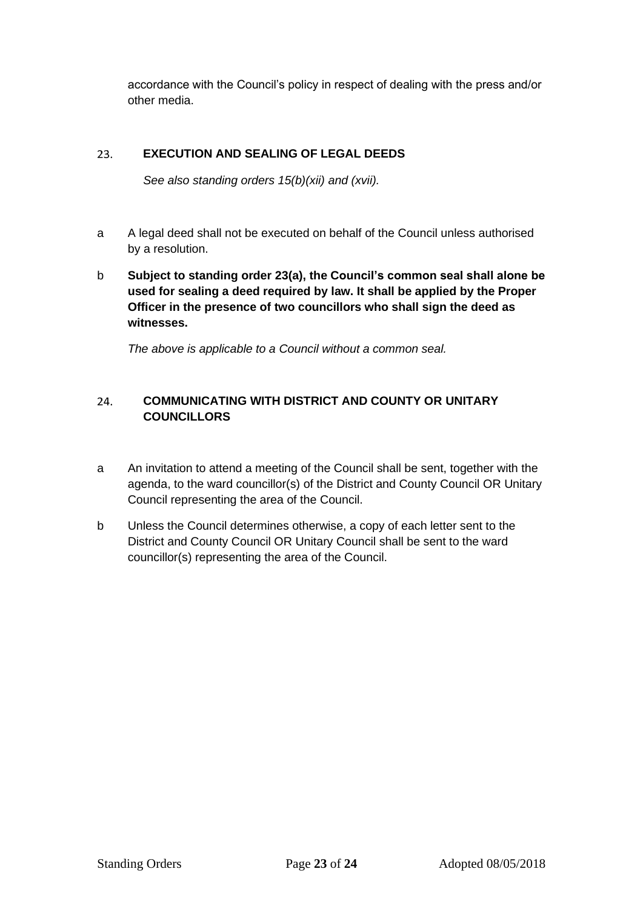accordance with the Council's policy in respect of dealing with the press and/or other media.

## 23. EXECUTION AND SEALING OF LEGAL DEEDS

*See also standing orders 15(b)(xii) and (xvii).*

a A legal deed shall not be executed on behalf of the Council unless authorised by a resolution.

b **Subject to standing order 23(a), the Council's common seal shall alone be used for sealing a deed required by law. It shall be applied by the Proper Officer in the presence of two councillors who shall sign the deed as witnesses.**

*The above is applicable to a Council without a common seal.*

## 24. COMMUNICATING WITH DISTRICT AND COUNTY OR UNITARY COUNCILLORS

a An invitation to attend a meeting of the Council shall be sent, together with the agenda, to the ward councillor(s) of the District and County Council OR Unitary Council representing the area of the Council.

b Unless the Council determines otherwise, a copy of each letter sent to the District and County Council OR Unitary Council shall be sent to the ward councillor(s) representing the area of the Council.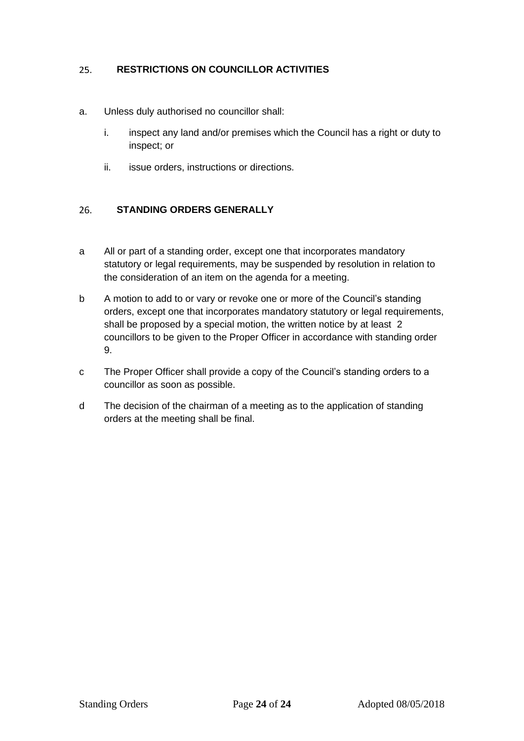## 25. RESTRICTIONS ON COUNCILLOR ACTIVITIES

a. Unless duly authorised no councillor shall:

   i. inspect any land and/or premises which the Council has a right or duty to inspect; or

   ii. issue orders, instructions or directions.

## 26. STANDING ORDERS GENERALLY

a All or part of a standing order, except one that incorporates mandatory statutory or legal requirements, may be suspended by resolution in relation to the consideration of an item on the agenda for a meeting.

b A motion to add to or vary or revoke one or more of the Council's standing orders, except one that incorporates mandatory statutory or legal requirements, shall be proposed by a special motion, the written notice by at least 2 councillors to be given to the Proper Officer in accordance with standing order 9.

c The Proper Officer shall provide a copy of the Council's standing orders to a councillor as soon as possible.

d The decision of the chairman of a meeting as to the application of standing orders at the meeting shall be final.